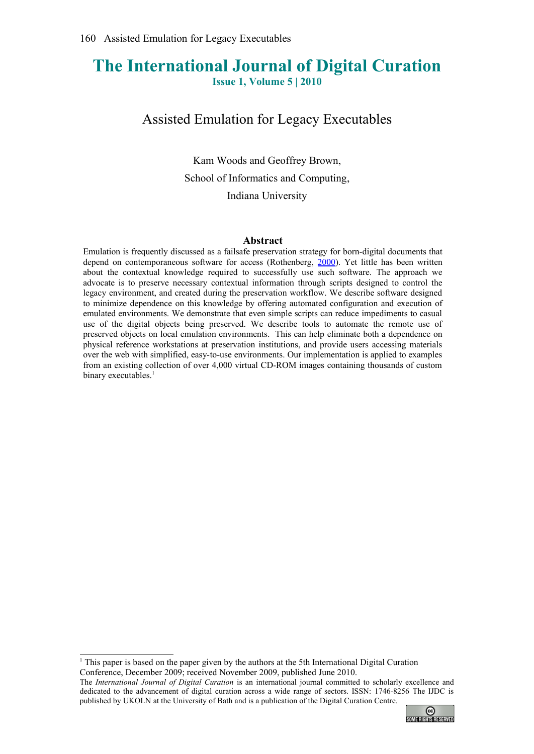# The International Journal of Digital Curation

**Issue 1, Volume 5 | 2010**

## Assisted Emulation for Legacy Executables

Kam Woods and Geoffrey Brown,
School of Informatics and Computing,
Indiana University

### Abstract

Emulation is frequently discussed as a failsafe preservation strategy for born-digital documents that depend on contemporaneous software for access (Rothenberg, 2000). Yet little has been written about the contextual knowledge required to successfully use such software. The approach we advocate is to preserve necessary contextual information through scripts designed to control the legacy environment, and created during the preservation workflow. We describe software designed to minimize dependence on this knowledge by offering automated configuration and execution of emulated environments. We demonstrate that even simple scripts can reduce impediments to casual use of the digital objects being preserved. We describe tools to automate the remote use of preserved objects on local emulation environments. This can help eliminate both a dependence on physical reference workstations at preservation institutions, and provide users accessing materials over the web with simplified, easy-to-use environments. Our implementation is applied to examples from an existing collection of over 4,000 virtual CD-ROM images containing thousands of custom binary executables.[1]

---

[1] This paper is based on the paper given by the authors at the 5th International Digital Curation Conference, December 2009; received November 2009, published June 2010.

The *International Journal of Digital Curation* is an international journal committed to scholarly excellence and dedicated to the advancement of digital curation across a wide range of sectors. ISSN: 1746-8256 The IJDC is published by UKOLN at the University of Bath and is a publication of the Digital Curation Centre.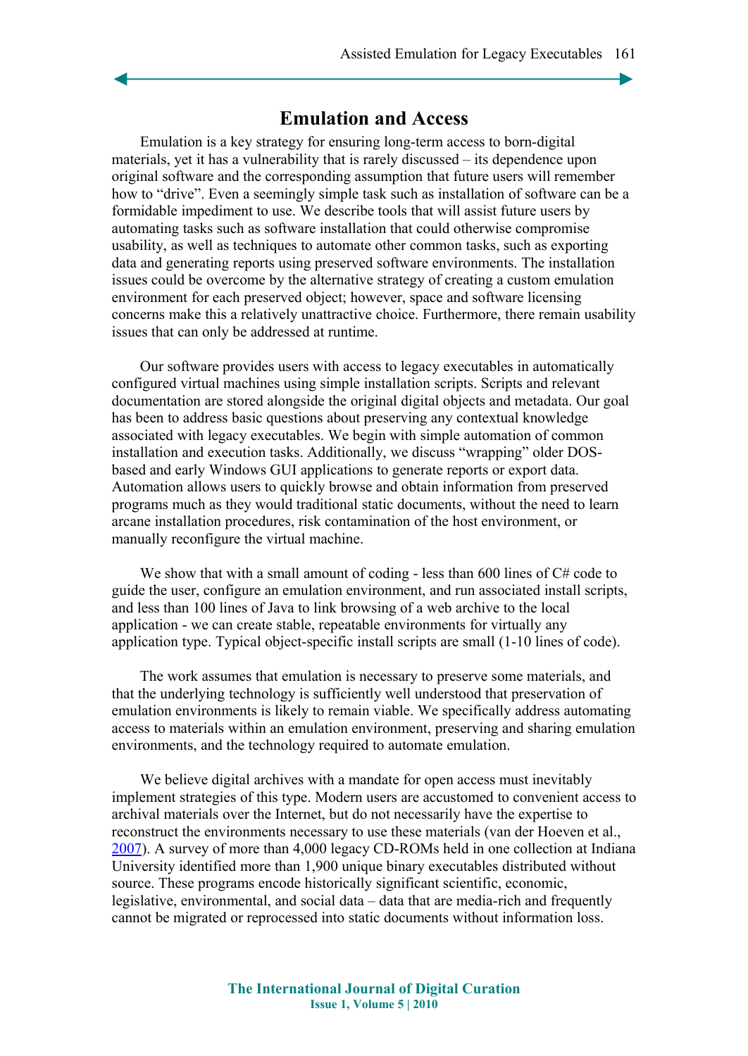## Emulation and Access

Emulation is a key strategy for ensuring long-term access to born-digital materials, yet it has a vulnerability that is rarely discussed – its dependence upon original software and the corresponding assumption that future users will remember how to “drive”. Even a seemingly simple task such as installation of software can be a formidable impediment to use. We describe tools that will assist future users by automating tasks such as software installation that could otherwise compromise usability, as well as techniques to automate other common tasks, such as exporting data and generating reports using preserved software environments. The installation issues could be overcome by the alternative strategy of creating a custom emulation environment for each preserved object; however, space and software licensing concerns make this a relatively unattractive choice. Furthermore, there remain usability issues that can only be addressed at runtime.

Our software provides users with access to legacy executables in automatically configured virtual machines using simple installation scripts. Scripts and relevant documentation are stored alongside the original digital objects and metadata. Our goal has been to address basic questions about preserving any contextual knowledge associated with legacy executables. We begin with simple automation of common installation and execution tasks. Additionally, we discuss “wrapping” older DOS-based and early Windows GUI applications to generate reports or export data. Automation allows users to quickly browse and obtain information from preserved programs much as they would traditional static documents, without the need to learn arcane installation procedures, risk contamination of the host environment, or manually reconfigure the virtual machine.

We show that with a small amount of coding - less than 600 lines of C# code to guide the user, configure an emulation environment, and run associated install scripts, and less than 100 lines of Java to link browsing of a web archive to the local application - we can create stable, repeatable environments for virtually any application type. Typical object-specific install scripts are small (1-10 lines of code).

The work assumes that emulation is necessary to preserve some materials, and that the underlying technology is sufficiently well understood that preservation of emulation environments is likely to remain viable. We specifically address automating access to materials within an emulation environment, preserving and sharing emulation environments, and the technology required to automate emulation.

We believe digital archives with a mandate for open access must inevitably implement strategies of this type. Modern users are accustomed to convenient access to archival materials over the Internet, but do not necessarily have the expertise to reconstruct the environments necessary to use these materials (van der Hoeven et al., 2007). A survey of more than 4,000 legacy CD-ROMs held in one collection at Indiana University identified more than 1,900 unique binary executables distributed without source. These programs encode historically significant scientific, economic, legislative, environmental, and social data – data that are media-rich and frequently cannot be migrated or reprocessed into static documents without information loss.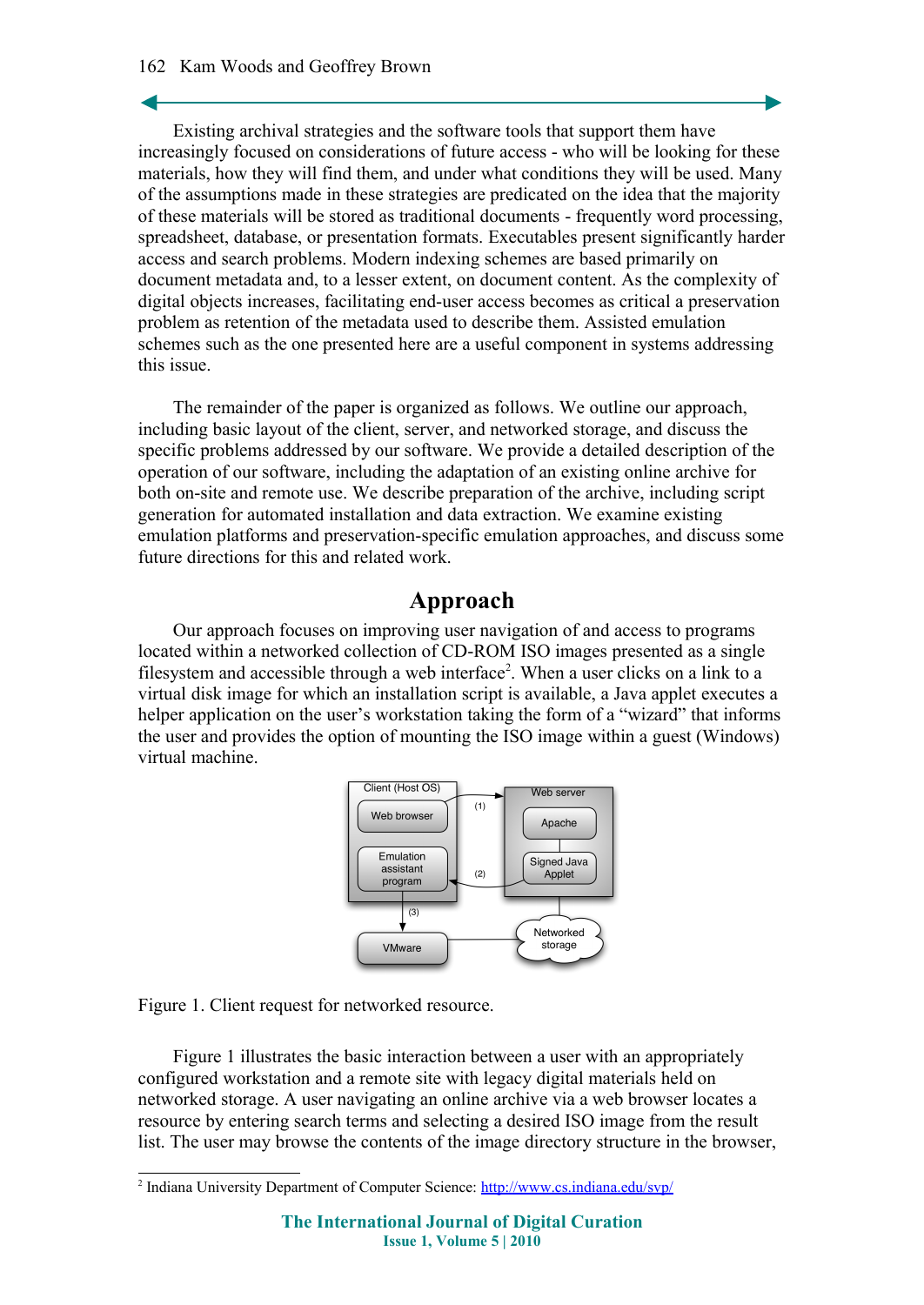Existing archival strategies and the software tools that support them have increasingly focused on considerations of future access - who will be looking for these materials, how they will find them, and under what conditions they will be used. Many of the assumptions made in these strategies are predicated on the idea that the majority of these materials will be stored as traditional documents - frequently word processing, spreadsheet, database, or presentation formats. Executables present significantly harder access and search problems. Modern indexing schemes are based primarily on document metadata and, to a lesser extent, on document content. As the complexity of digital objects increases, facilitating end-user access becomes as critical a preservation problem as retention of the metadata used to describe them. Assisted emulation schemes such as the one presented here are a useful component in systems addressing this issue.

The remainder of the paper is organized as follows. We outline our approach, including basic layout of the client, server, and networked storage, and discuss the specific problems addressed by our software. We provide a detailed description of the operation of our software, including the adaptation of an existing online archive for both on-site and remote use. We describe preparation of the archive, including script generation for automated installation and data extraction. We examine existing emulation platforms and preservation-specific emulation approaches, and discuss some future directions for this and related work.

# Approach

Our approach focuses on improving user navigation of and access to programs located within a networked collection of CD-ROM ISO images presented as a single filesystem and accessible through a web interface[2]. When a user clicks on a link to a virtual disk image for which an installation script is available, a Java applet executes a helper application on the user's workstation taking the form of a "wizard" that informs the user and provides the option of mounting the ISO image within a guest (Windows) virtual machine.

Figure 1. Client request for networked resource.

Figure 1 illustrates the basic interaction between a user with an appropriately configured workstation and a remote site with legacy digital materials held on networked storage. A user navigating an online archive via a web browser locates a resource by entering search terms and selecting a desired ISO image from the result list. The user may browse the contents of the image directory structure in the browser,

[2] Indiana University Department of Computer Science: http://www.cs.indiana.edu/svp/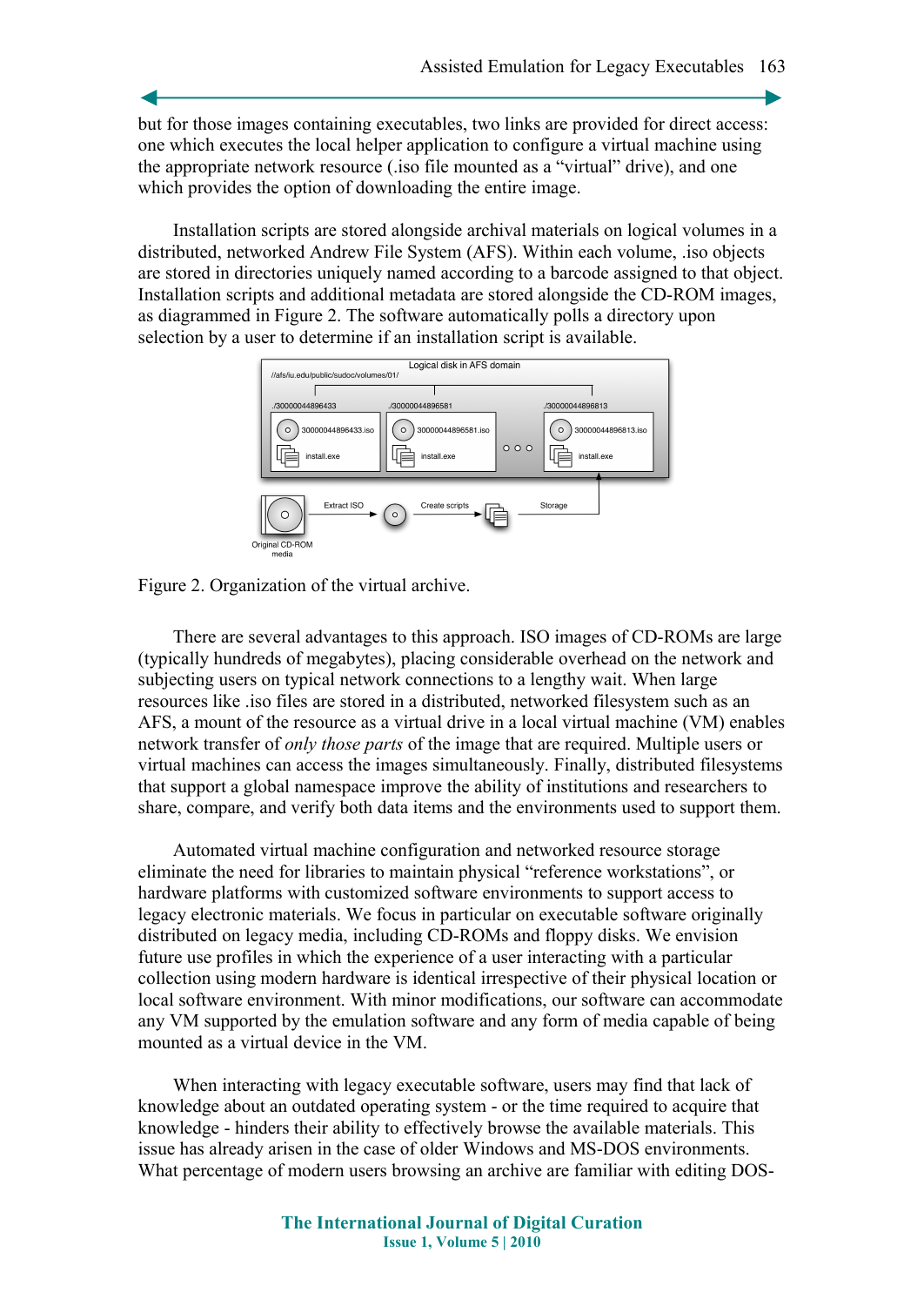but for those images containing executables, two links are provided for direct access: one which executes the local helper application to configure a virtual machine using the appropriate network resource (.iso file mounted as a "virtual" drive), and one which provides the option of downloading the entire image.

Installation scripts are stored alongside archival materials on logical volumes in a distributed, networked Andrew File System (AFS). Within each volume, .iso objects are stored in directories uniquely named according to a barcode assigned to that object. Installation scripts and additional metadata are stored alongside the CD-ROM images, as diagrammed in Figure 2. The software automatically polls a directory upon selection by a user to determine if an installation script is available.

Figure 2. Organization of the virtual archive.

There are several advantages to this approach. ISO images of CD-ROMs are large (typically hundreds of megabytes), placing considerable overhead on the network and subjecting users on typical network connections to a lengthy wait. When large resources like .iso files are stored in a distributed, networked filesystem such as an AFS, a mount of the resource as a virtual drive in a local virtual machine (VM) enables network transfer of *only those parts* of the image that are required. Multiple users or virtual machines can access the images simultaneously. Finally, distributed filesystems that support a global namespace improve the ability of institutions and researchers to share, compare, and verify both data items and the environments used to support them.

Automated virtual machine configuration and networked resource storage eliminate the need for libraries to maintain physical "reference workstations", or hardware platforms with customized software environments to support access to legacy electronic materials. We focus in particular on executable software originally distributed on legacy media, including CD-ROMs and floppy disks. We envision future use profiles in which the experience of a user interacting with a particular collection using modern hardware is identical irrespective of their physical location or local software environment. With minor modifications, our software can accommodate any VM supported by the emulation software and any form of media capable of being mounted as a virtual device in the VM.

When interacting with legacy executable software, users may find that lack of knowledge about an outdated operating system - or the time required to acquire that knowledge - hinders their ability to effectively browse the available materials. This issue has already arisen in the case of older Windows and MS-DOS environments. What percentage of modern users browsing an archive are familiar with editing DOS-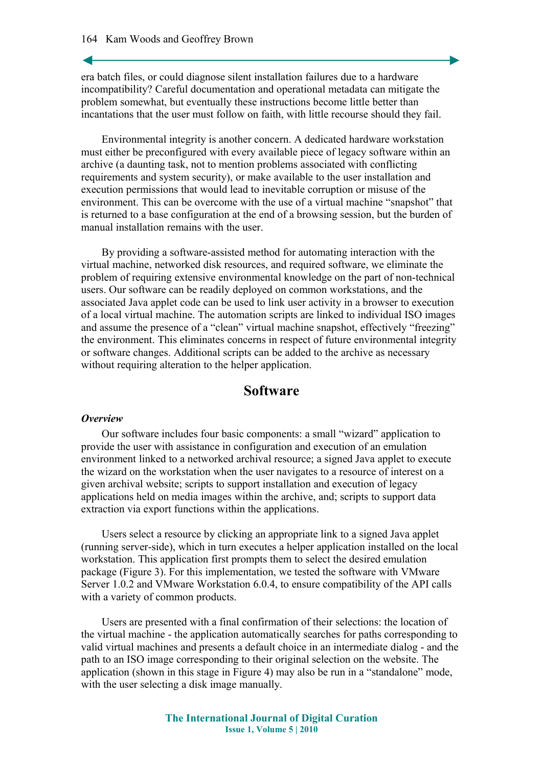era batch files, or could diagnose silent installation failures due to a hardware incompatibility? Careful documentation and operational metadata can mitigate the problem somewhat, but eventually these instructions become little better than incantations that the user must follow on faith, with little recourse should they fail.

Environmental integrity is another concern. A dedicated hardware workstation must either be preconfigured with every available piece of legacy software within an archive (a daunting task, not to mention problems associated with conflicting requirements and system security), or make available to the user installation and execution permissions that would lead to inevitable corruption or misuse of the environment. This can be overcome with the use of a virtual machine "snapshot" that is returned to a base configuration at the end of a browsing session, but the burden of manual installation remains with the user.

By providing a software-assisted method for automating interaction with the virtual machine, networked disk resources, and required software, we eliminate the problem of requiring extensive environmental knowledge on the part of non-technical users. Our software can be readily deployed on common workstations, and the associated Java applet code can be used to link user activity in a browser to execution of a local virtual machine. The automation scripts are linked to individual ISO images and assume the presence of a "clean" virtual machine snapshot, effectively "freezing" the environment. This eliminates concerns in respect of future environmental integrity or software changes. Additional scripts can be added to the archive as necessary without requiring alteration to the helper application.

## Software

### *Overview*

Our software includes four basic components: a small "wizard" application to provide the user with assistance in configuration and execution of an emulation environment linked to a networked archival resource; a signed Java applet to execute the wizard on the workstation when the user navigates to a resource of interest on a given archival website; scripts to support installation and execution of legacy applications held on media images within the archive, and; scripts to support data extraction via export functions within the applications.

Users select a resource by clicking an appropriate link to a signed Java applet (running server-side), which in turn executes a helper application installed on the local workstation. This application first prompts them to select the desired emulation package (Figure 3). For this implementation, we tested the software with VMware Server 1.0.2 and VMware Workstation 6.0.4, to ensure compatibility of the API calls with a variety of common products.

Users are presented with a final confirmation of their selections: the location of the virtual machine - the application automatically searches for paths corresponding to valid virtual machines and presents a default choice in an intermediate dialog - and the path to an ISO image corresponding to their original selection on the website. The application (shown in this stage in Figure 4) may also be run in a "standalone" mode, with the user selecting a disk image manually.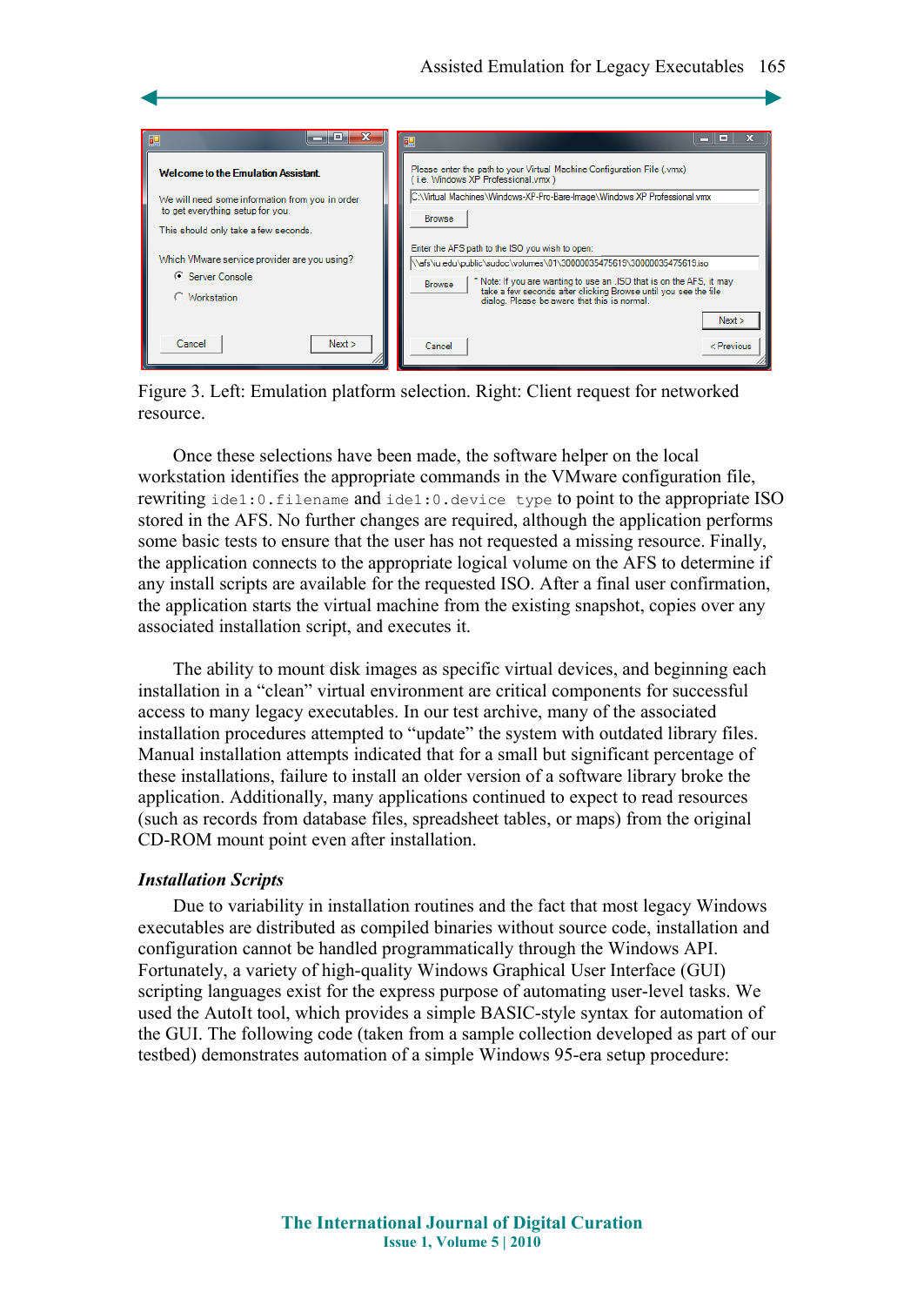Figure 3. Left: Emulation platform selection. Right: Client request for networked resource.

Once these selections have been made, the software helper on the local workstation identifies the appropriate commands in the VMware configuration file, rewriting `ide1:0.filename` and `ide1:0.device type` to point to the appropriate ISO stored in the AFS. No further changes are required, although the application performs some basic tests to ensure that the user has not requested a missing resource. Finally, the application connects to the appropriate logical volume on the AFS to determine if any install scripts are available for the requested ISO. After a final user confirmation, the application starts the virtual machine from the existing snapshot, copies over any associated installation script, and executes it.

The ability to mount disk images as specific virtual devices, and beginning each installation in a "clean" virtual environment are critical components for successful access to many legacy executables. In our test archive, many of the associated installation procedures attempted to "update" the system with outdated library files. Manual installation attempts indicated that for a small but significant percentage of these installations, failure to install an older version of a software library broke the application. Additionally, many applications continued to expect to read resources (such as records from database files, spreadsheet tables, or maps) from the original CD-ROM mount point even after installation.

### *Installation Scripts*

Due to variability in installation routines and the fact that most legacy Windows executables are distributed as compiled binaries without source code, installation and configuration cannot be handled programmatically through the Windows API. Fortunately, a variety of high-quality Windows Graphical User Interface (GUI) scripting languages exist for the express purpose of automating user-level tasks. We used the AutoIt tool, which provides a simple BASIC-style syntax for automation of the GUI. The following code (taken from a sample collection developed as part of our testbed) demonstrates automation of a simple Windows 95-era setup procedure: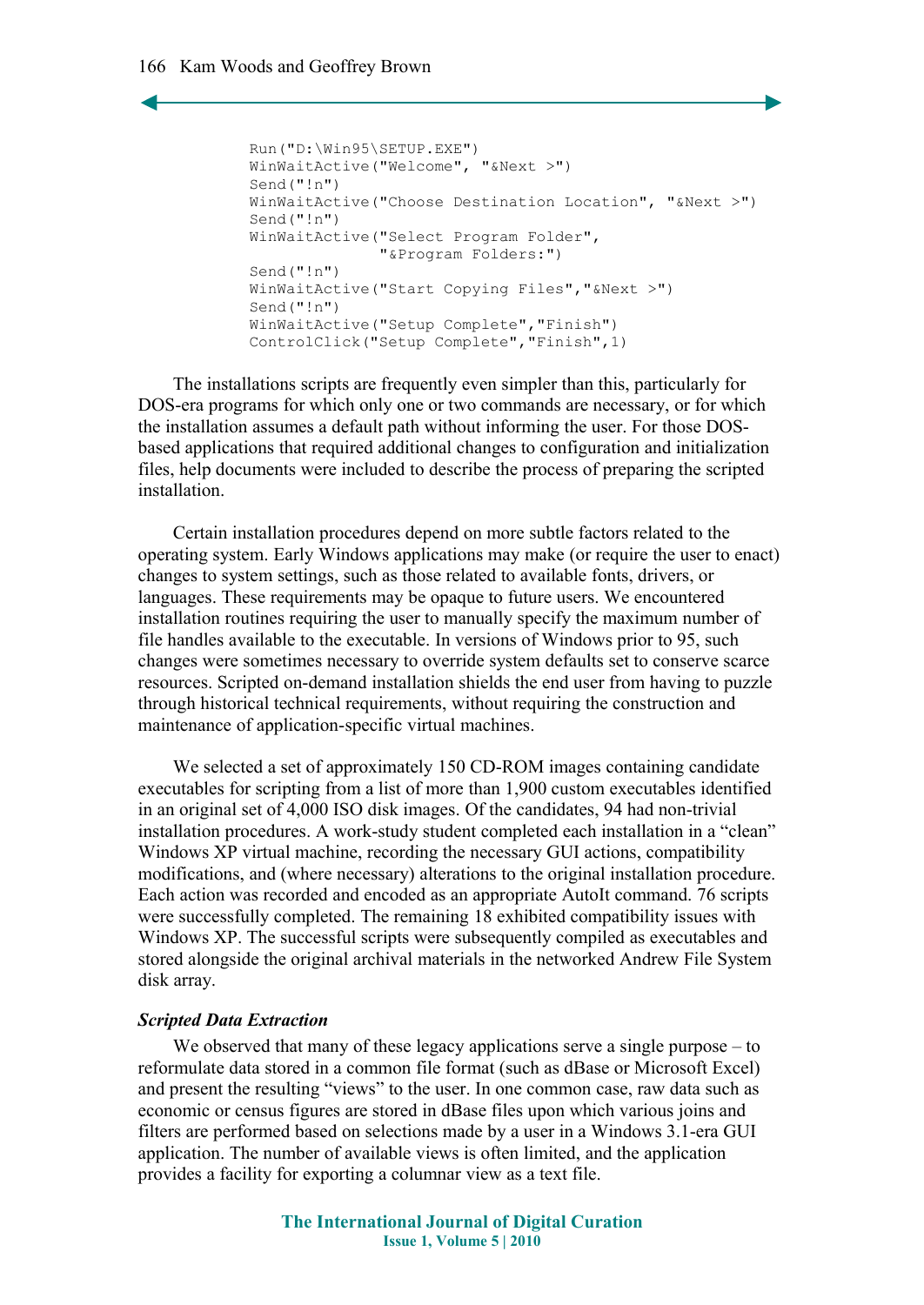```
Run("D:\Win95\SETUP.EXE")
WinWaitActive("Welcome", "&Next >")
Send("!n")
WinWaitActive("Choose Destination Location", "&Next >")
Send("!n")
WinWaitActive("Select Program Folder",
              "&Program Folders:")
Send("!n")
WinWaitActive("Start Copying Files","&Next >")
Send("!n")
WinWaitActive("Setup Complete","Finish")
ControlClick("Setup Complete","Finish",1)
```

The installations scripts are frequently even simpler than this, particularly for DOS-era programs for which only one or two commands are necessary, or for which the installation assumes a default path without informing the user. For those DOS-based applications that required additional changes to configuration and initialization files, help documents were included to describe the process of preparing the scripted installation.

Certain installation procedures depend on more subtle factors related to the operating system. Early Windows applications may make (or require the user to enact) changes to system settings, such as those related to available fonts, drivers, or languages. These requirements may be opaque to future users. We encountered installation routines requiring the user to manually specify the maximum number of file handles available to the executable. In versions of Windows prior to 95, such changes were sometimes necessary to override system defaults set to conserve scarce resources. Scripted on-demand installation shields the end user from having to puzzle through historical technical requirements, without requiring the construction and maintenance of application-specific virtual machines.

We selected a set of approximately 150 CD-ROM images containing candidate executables for scripting from a list of more than 1,900 custom executables identified in an original set of 4,000 ISO disk images. Of the candidates, 94 had non-trivial installation procedures. A work-study student completed each installation in a "clean" Windows XP virtual machine, recording the necessary GUI actions, compatibility modifications, and (where necessary) alterations to the original installation procedure. Each action was recorded and encoded as an appropriate AutoIt command. 76 scripts were successfully completed. The remaining 18 exhibited compatibility issues with Windows XP. The successful scripts were subsequently compiled as executables and stored alongside the original archival materials in the networked Andrew File System disk array.

***Scripted Data Extraction***

We observed that many of these legacy applications serve a single purpose – to reformulate data stored in a common file format (such as dBase or Microsoft Excel) and present the resulting "views" to the user. In one common case, raw data such as economic or census figures are stored in dBase files upon which various joins and filters are performed based on selections made by a user in a Windows 3.1-era GUI application. The number of available views is often limited, and the application provides a facility for exporting a columnar view as a text file.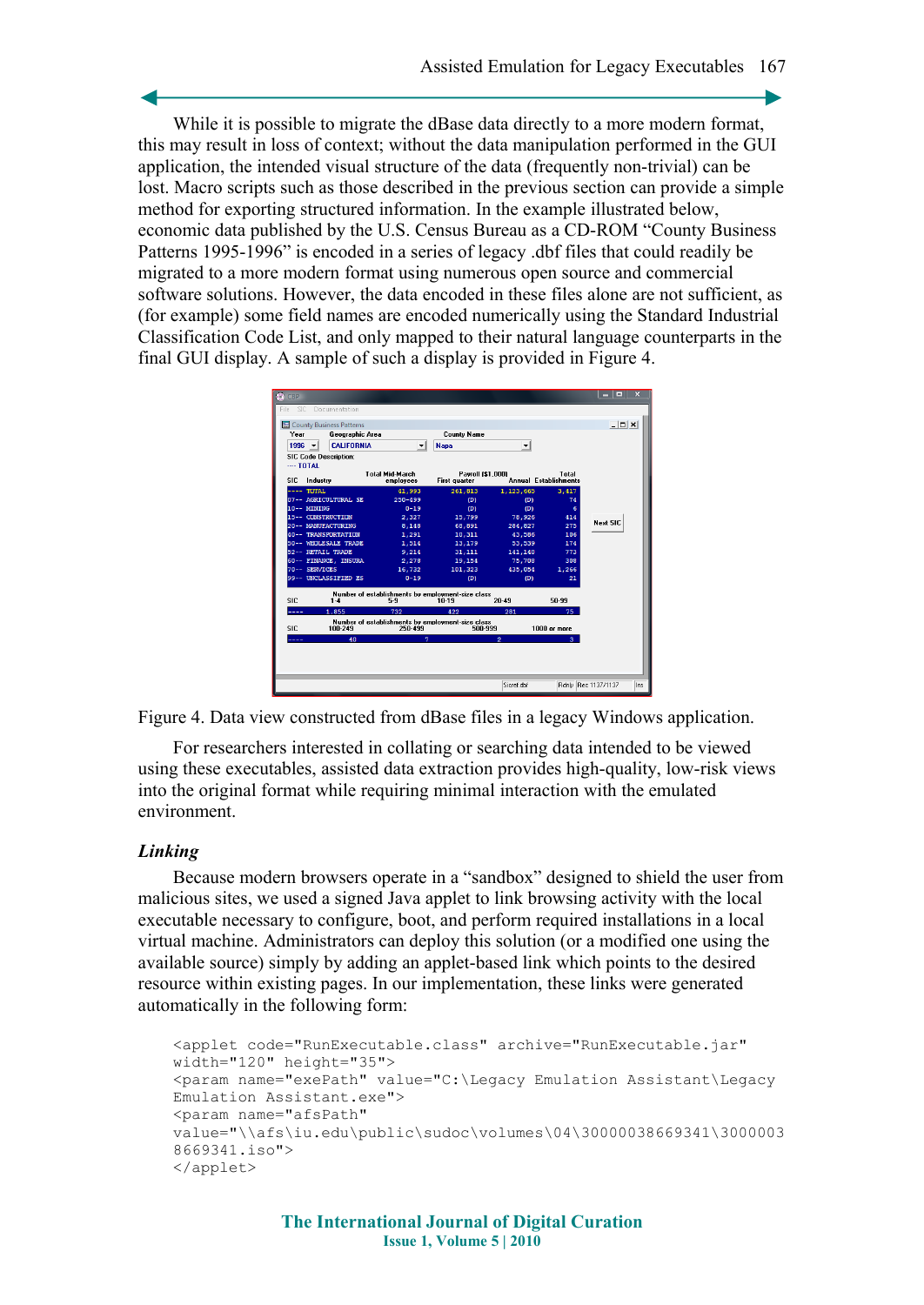While it is possible to migrate the dBase data directly to a more modern format, this may result in loss of context; without the data manipulation performed in the GUI application, the intended visual structure of the data (frequently non-trivial) can be lost. Macro scripts such as those described in the previous section can provide a simple method for exporting structured information. In the example illustrated below, economic data published by the U.S. Census Bureau as a CD-ROM "County Business Patterns 1995-1996" is encoded in a series of legacy .dbf files that could readily be migrated to a more modern format using numerous open source and commercial software solutions. However, the data encoded in these files alone are not sufficient, as (for example) some field names are encoded numerically using the Standard Industrial Classification Code List, and only mapped to their natural language counterparts in the final GUI display. A sample of such a display is provided in Figure 4.

Figure 4. Data view constructed from dBase files in a legacy Windows application.

For researchers interested in collating or searching data intended to be viewed using these executables, assisted data extraction provides high-quality, low-risk views into the original format while requiring minimal interaction with the emulated environment.

### *Linking*

Because modern browsers operate in a "sandbox" designed to shield the user from malicious sites, we used a signed Java applet to link browsing activity with the local executable necessary to configure, boot, and perform required installations in a local virtual machine. Administrators can deploy this solution (or a modified one using the available source) simply by adding an applet-based link which points to the desired resource within existing pages. In our implementation, these links were generated automatically in the following form:

```
<applet code="RunExecutable.class" archive="RunExecutable.jar"
width="120" height="35">
<param name="exePath" value="C:\Legacy Emulation Assistant\Legacy
Emulation Assistant.exe">
<param name="afsPath"
value="\\afs\iu.edu\public\sudoc\volumes\04\30000038669341\3000003
8669341.iso">
</applet>
```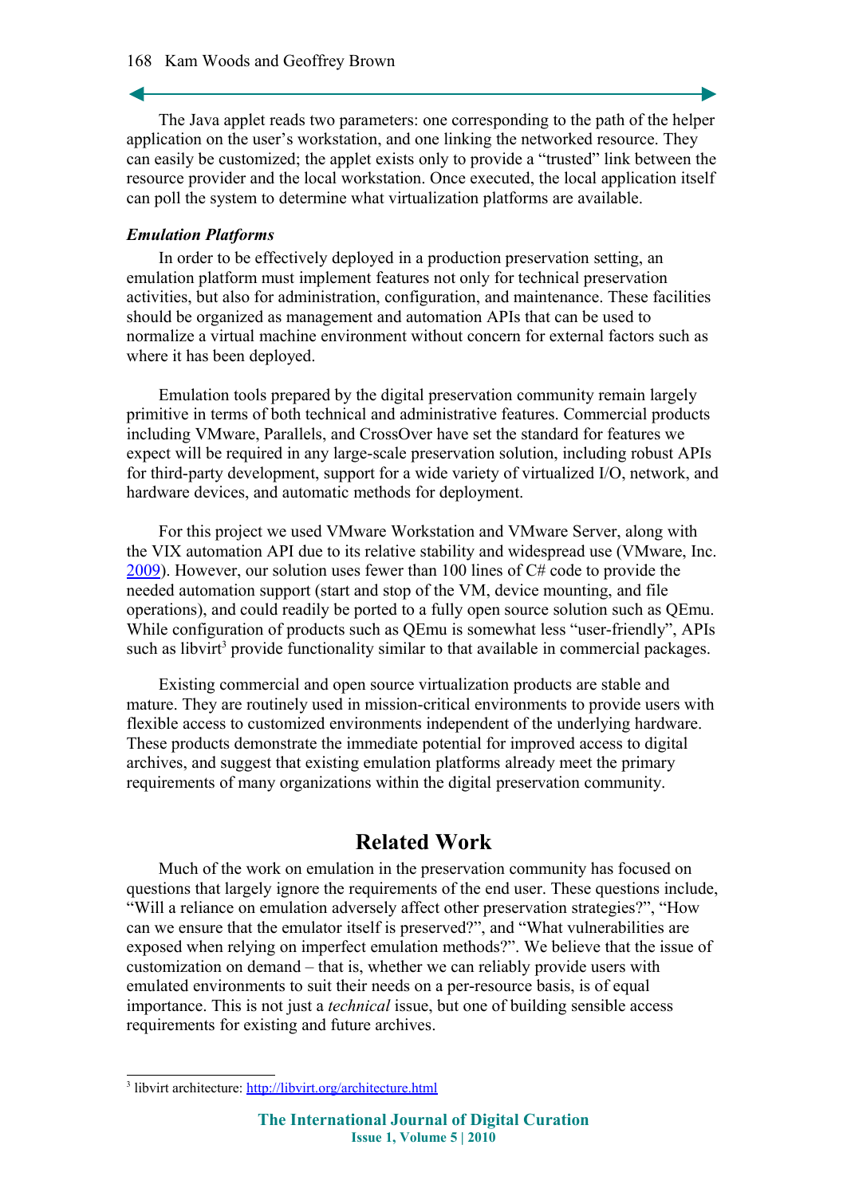The Java applet reads two parameters: one corresponding to the path of the helper application on the user's workstation, and one linking the networked resource. They can easily be customized; the applet exists only to provide a "trusted" link between the resource provider and the local workstation. Once executed, the local application itself can poll the system to determine what virtualization platforms are available.

***Emulation Platforms***

In order to be effectively deployed in a production preservation setting, an emulation platform must implement features not only for technical preservation activities, but also for administration, configuration, and maintenance. These facilities should be organized as management and automation APIs that can be used to normalize a virtual machine environment without concern for external factors such as where it has been deployed.

Emulation tools prepared by the digital preservation community remain largely primitive in terms of both technical and administrative features. Commercial products including VMware, Parallels, and CrossOver have set the standard for features we expect will be required in any large-scale preservation solution, including robust APIs for third-party development, support for a wide variety of virtualized I/O, network, and hardware devices, and automatic methods for deployment.

For this project we used VMware Workstation and VMware Server, along with the VIX automation API due to its relative stability and widespread use (VMware, Inc. 2009). However, our solution uses fewer than 100 lines of C# code to provide the needed automation support (start and stop of the VM, device mounting, and file operations), and could readily be ported to a fully open source solution such as QEmu. While configuration of products such as QEmu is somewhat less "user-friendly", APIs such as libvirt[3] provide functionality similar to that available in commercial packages.

Existing commercial and open source virtualization products are stable and mature. They are routinely used in mission-critical environments to provide users with flexible access to customized environments independent of the underlying hardware. These products demonstrate the immediate potential for improved access to digital archives, and suggest that existing emulation platforms already meet the primary requirements of many organizations within the digital preservation community.

## Related Work

Much of the work on emulation in the preservation community has focused on questions that largely ignore the requirements of the end user. These questions include, "Will a reliance on emulation adversely affect other preservation strategies?", "How can we ensure that the emulator itself is preserved?", and "What vulnerabilities are exposed when relying on imperfect emulation methods?". We believe that the issue of customization on demand – that is, whether we can reliably provide users with emulated environments to suit their needs on a per-resource basis, is of equal importance. This is not just a *technical* issue, but one of building sensible access requirements for existing and future archives.

---

[3] libvirt architecture: http://libvirt.org/architecture.html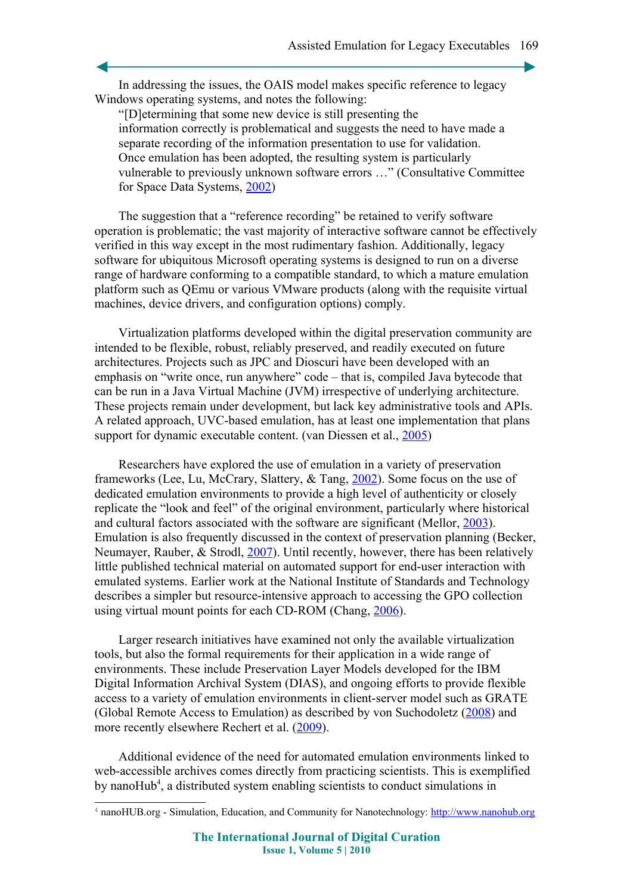In addressing the issues, the OAIS model makes specific reference to legacy Windows operating systems, and notes the following:

> "[D]etermining that some new device is still presenting the information correctly is problematical and suggests the need to have made a separate recording of the information presentation to use for validation. Once emulation has been adopted, the resulting system is particularly vulnerable to previously unknown software errors …" (Consultative Committee for Space Data Systems, 2002)

The suggestion that a "reference recording" be retained to verify software operation is problematic; the vast majority of interactive software cannot be effectively verified in this way except in the most rudimentary fashion. Additionally, legacy software for ubiquitous Microsoft operating systems is designed to run on a diverse range of hardware conforming to a compatible standard, to which a mature emulation platform such as QEmu or various VMware products (along with the requisite virtual machines, device drivers, and configuration options) comply.

Virtualization platforms developed within the digital preservation community are intended to be flexible, robust, reliably preserved, and readily executed on future architectures. Projects such as JPC and Dioscuri have been developed with an emphasis on "write once, run anywhere" code – that is, compiled Java bytecode that can be run in a Java Virtual Machine (JVM) irrespective of underlying architecture. These projects remain under development, but lack key administrative tools and APIs. A related approach, UVC-based emulation, has at least one implementation that plans support for dynamic executable content. (van Diessen et al., 2005)

Researchers have explored the use of emulation in a variety of preservation frameworks (Lee, Lu, McCrary, Slattery, & Tang, 2002). Some focus on the use of dedicated emulation environments to provide a high level of authenticity or closely replicate the "look and feel" of the original environment, particularly where historical and cultural factors associated with the software are significant (Mellor, 2003). Emulation is also frequently discussed in the context of preservation planning (Becker, Neumayer, Rauber, & Strodl, 2007). Until recently, however, there has been relatively little published technical material on automated support for end-user interaction with emulated systems. Earlier work at the National Institute of Standards and Technology describes a simpler but resource-intensive approach to accessing the GPO collection using virtual mount points for each CD-ROM (Chang, 2006).

Larger research initiatives have examined not only the available virtualization tools, but also the formal requirements for their application in a wide range of environments. These include Preservation Layer Models developed for the IBM Digital Information Archival System (DIAS), and ongoing efforts to provide flexible access to a variety of emulation environments in client-server model such as GRATE (Global Remote Access to Emulation) as described by von Suchodoletz (2008) and more recently elsewhere Rechert et al. (2009).

Additional evidence of the need for automated emulation environments linked to web-accessible archives comes directly from practicing scientists. This is exemplified by nanoHub[4], a distributed system enabling scientists to conduct simulations in

[4] nanoHUB.org - Simulation, Education, and Community for Nanotechnology: http://www.nanohub.org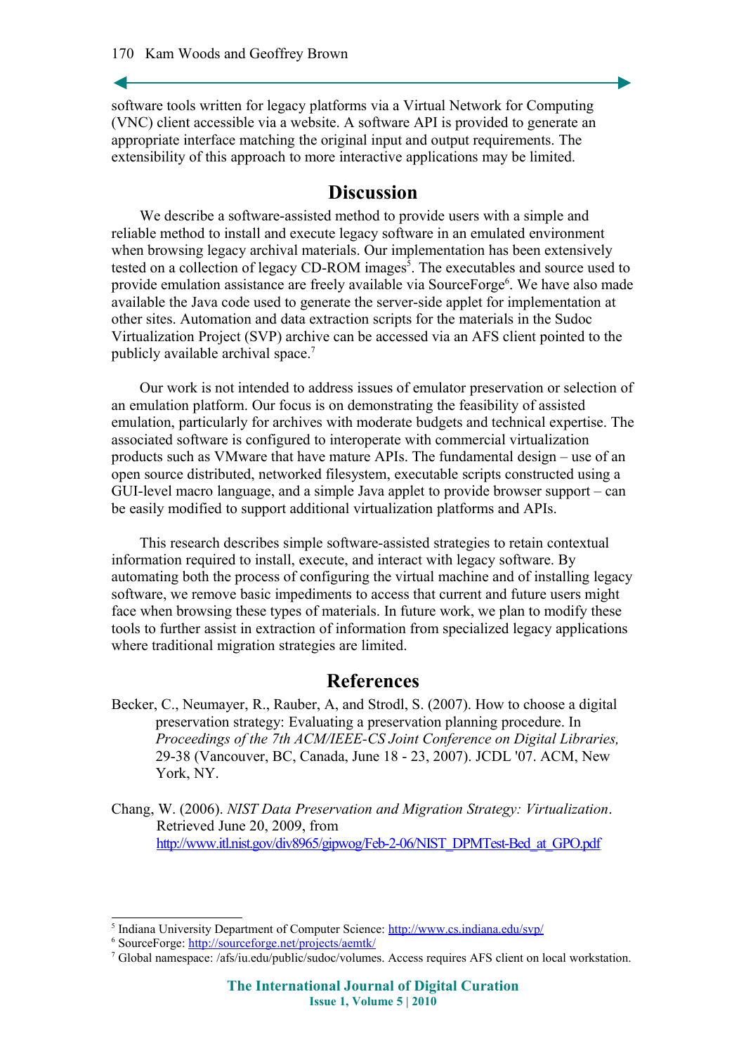software tools written for legacy platforms via a Virtual Network for Computing (VNC) client accessible via a website. A software API is provided to generate an appropriate interface matching the original input and output requirements. The extensibility of this approach to more interactive applications may be limited.

## Discussion

We describe a software-assisted method to provide users with a simple and reliable method to install and execute legacy software in an emulated environment when browsing legacy archival materials. Our implementation has been extensively tested on a collection of legacy CD-ROM images[5]. The executables and source used to provide emulation assistance are freely available via SourceForge[6]. We have also made available the Java code used to generate the server-side applet for implementation at other sites. Automation and data extraction scripts for the materials in the Sudoc Virtualization Project (SVP) archive can be accessed via an AFS client pointed to the publicly available archival space.[7]

Our work is not intended to address issues of emulator preservation or selection of an emulation platform. Our focus is on demonstrating the feasibility of assisted emulation, particularly for archives with moderate budgets and technical expertise. The associated software is configured to interoperate with commercial virtualization products such as VMware that have mature APIs. The fundamental design – use of an open source distributed, networked filesystem, executable scripts constructed using a GUI-level macro language, and a simple Java applet to provide browser support – can be easily modified to support additional virtualization platforms and APIs.

This research describes simple software-assisted strategies to retain contextual information required to install, execute, and interact with legacy software. By automating both the process of configuring the virtual machine and of installing legacy software, we remove basic impediments to access that current and future users might face when browsing these types of materials. In future work, we plan to modify these tools to further assist in extraction of information from specialized legacy applications where traditional migration strategies are limited.

## References

Becker, C., Neumayer, R., Rauber, A, and Strodl, S. (2007). How to choose a digital preservation strategy: Evaluating a preservation planning procedure. In *Proceedings of the 7th ACM/IEEE-CS Joint Conference on Digital Libraries,* 29-38 (Vancouver, BC, Canada, June 18 - 23, 2007). JCDL '07. ACM, New York, NY.

Chang, W. (2006). *NIST Data Preservation and Migration Strategy: Virtualization*. Retrieved June 20, 2009, from http://www.itl.nist.gov/div8965/gipwog/Feb-2-06/NIST_DPMTest-Bed_at_GPO.pdf

---

[5] Indiana University Department of Computer Science: http://www.cs.indiana.edu/svp/

[6] SourceForge: http://sourceforge.net/projects/aemtk/

[7] Global namespace: /afs/iu.edu/public/sudoc/volumes. Access requires AFS client on local workstation.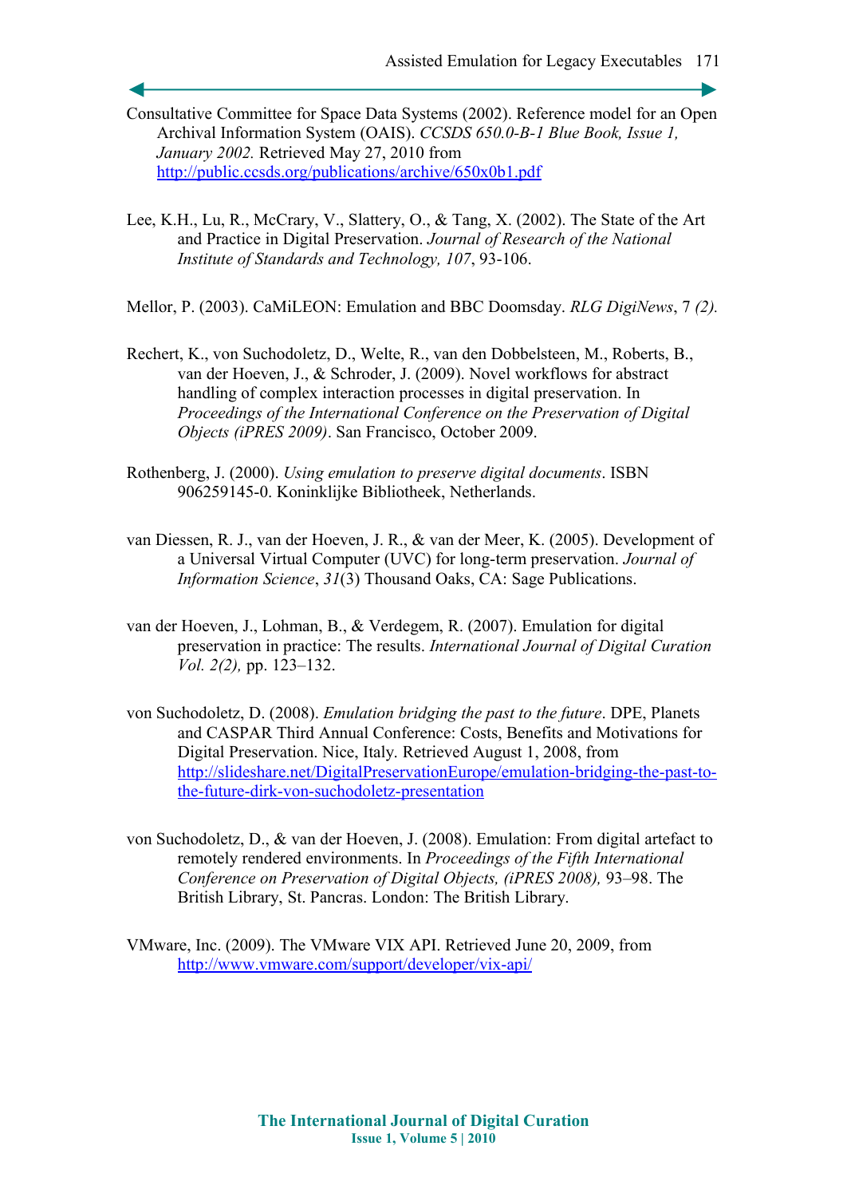Consultative Committee for Space Data Systems (2002). Reference model for an Open Archival Information System (OAIS). *CCSDS 650.0-B-1 Blue Book, Issue 1, January 2002.* Retrieved May 27, 2010 from http://public.ccsds.org/publications/archive/650x0b1.pdf

Lee, K.H., Lu, R., McCrary, V., Slattery, O., & Tang, X. (2002). The State of the Art and Practice in Digital Preservation. *Journal of Research of the National Institute of Standards and Technology, 107*, 93-106.

Mellor, P. (2003). CaMiLEON: Emulation and BBC Doomsday. *RLG DigiNews*, 7 *(2).*

Rechert, K., von Suchodoletz, D., Welte, R., van den Dobbelsteen, M., Roberts, B., van der Hoeven, J., & Schroder, J. (2009). Novel workflows for abstract handling of complex interaction processes in digital preservation. In *Proceedings of the International Conference on the Preservation of Digital Objects (iPRES 2009)*. San Francisco, October 2009.

Rothenberg, J. (2000). *Using emulation to preserve digital documents*. ISBN 906259145-0. Koninklijke Bibliotheek, Netherlands.

van Diessen, R. J., van der Hoeven, J. R., & van der Meer, K. (2005). Development of a Universal Virtual Computer (UVC) for long-term preservation. *Journal of Information Science*, *31*(3) Thousand Oaks, CA: Sage Publications.

van der Hoeven, J., Lohman, B., & Verdegem, R. (2007). Emulation for digital preservation in practice: The results. *International Journal of Digital Curation Vol. 2(2),* pp. 123–132.

von Suchodoletz, D. (2008). *Emulation bridging the past to the future*. DPE, Planets and CASPAR Third Annual Conference: Costs, Benefits and Motivations for Digital Preservation. Nice, Italy. Retrieved August 1, 2008, from http://slideshare.net/DigitalPreservationEurope/emulation-bridging-the-past-to-the-future-dirk-von-suchodoletz-presentation

von Suchodoletz, D., & van der Hoeven, J. (2008). Emulation: From digital artefact to remotely rendered environments. In *Proceedings of the Fifth International Conference on Preservation of Digital Objects, (iPRES 2008),* 93–98. The British Library, St. Pancras. London: The British Library.

VMware, Inc. (2009). The VMware VIX API. Retrieved June 20, 2009, from http://www.vmware.com/support/developer/vix-api/